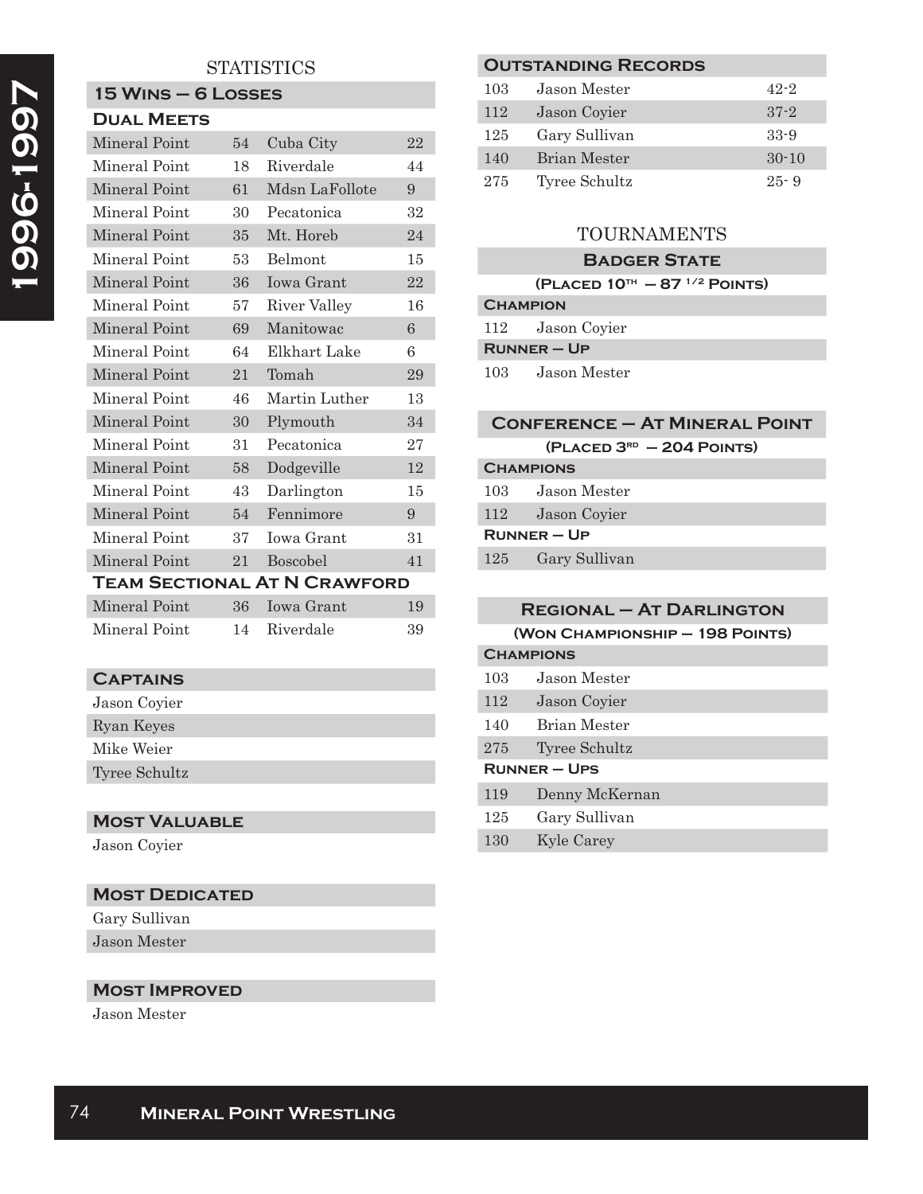# 1996-1997

## STATISTICS

### 15 Wins – 6 Losses

#### Dual Meets

| | | | |
|---|---|---|---|
| Mineral Point | 54 | Cuba City | 22 |
| Mineral Point | 18 | Riverdale | 44 |
| Mineral Point | 61 | Mdsn LaFollote | 9 |
| Mineral Point | 30 | Pecatonica | 32 |
| Mineral Point | 35 | Mt. Horeb | 24 |
| Mineral Point | 53 | Belmont | 15 |
| Mineral Point | 36 | Iowa Grant | 22 |
| Mineral Point | 57 | River Valley | 16 |
| Mineral Point | 69 | Manitowac | 6 |
| Mineral Point | 64 | Elkhart Lake | 6 |
| Mineral Point | 21 | Tomah | 29 |
| Mineral Point | 46 | Martin Luther | 13 |
| Mineral Point | 30 | Plymouth | 34 |
| Mineral Point | 31 | Pecatonica | 27 |
| Mineral Point | 58 | Dodgeville | 12 |
| Mineral Point | 43 | Darlington | 15 |
| Mineral Point | 54 | Fennimore | 9 |
| Mineral Point | 37 | Iowa Grant | 31 |
| Mineral Point | 21 | Boscobel | 41 |

#### Team Sectional At N Crawford

| | | | |
|---|---|---|---|
| Mineral Point | 36 | Iowa Grant | 19 |
| Mineral Point | 14 | Riverdale | 39 |

### Captains

- Jason Coyier
- Ryan Keyes
- Mike Weier
- Tyree Schultz

### Most Valuable

- Jason Coyier

### Most Dedicated

- Gary Sullivan
- Jason Mester

### Most Improved

- Jason Mester

### Outstanding Records

| | | |
|---|---|---|
| 103 | Jason Mester | 42-2 |
| 112 | Jason Coyier | 37-2 |
| 125 | Gary Sullivan | 33-9 |
| 140 | Brian Mester | 30-10 |
| 275 | Tyree Schultz | 25- 9 |

## TOURNAMENTS

### Badger State

(Placed 10th – 87 1/2 Points)

**Champion**

| | |
|---|---|
| 112 | Jason Coyier |

**Runner – Up**

| | |
|---|---|
| 103 | Jason Mester |

### Conference – At Mineral Point

(Placed 3rd – 204 Points)

**Champions**

| | |
|---|---|
| 103 | Jason Mester |
| 112 | Jason Coyier |

**Runner – Up**

| | |
|---|---|
| 125 | Gary Sullivan |

### Regional – At Darlington

(Won Championship – 198 Points)

**Champions**

| | |
|---|---|
| 103 | Jason Mester |
| 112 | Jason Coyier |
| 140 | Brian Mester |
| 275 | Tyree Schultz |

**Runner – Ups**

| | |
|---|---|
| 119 | Denny McKernan |
| 125 | Gary Sullivan |
| 130 | Kyle Carey |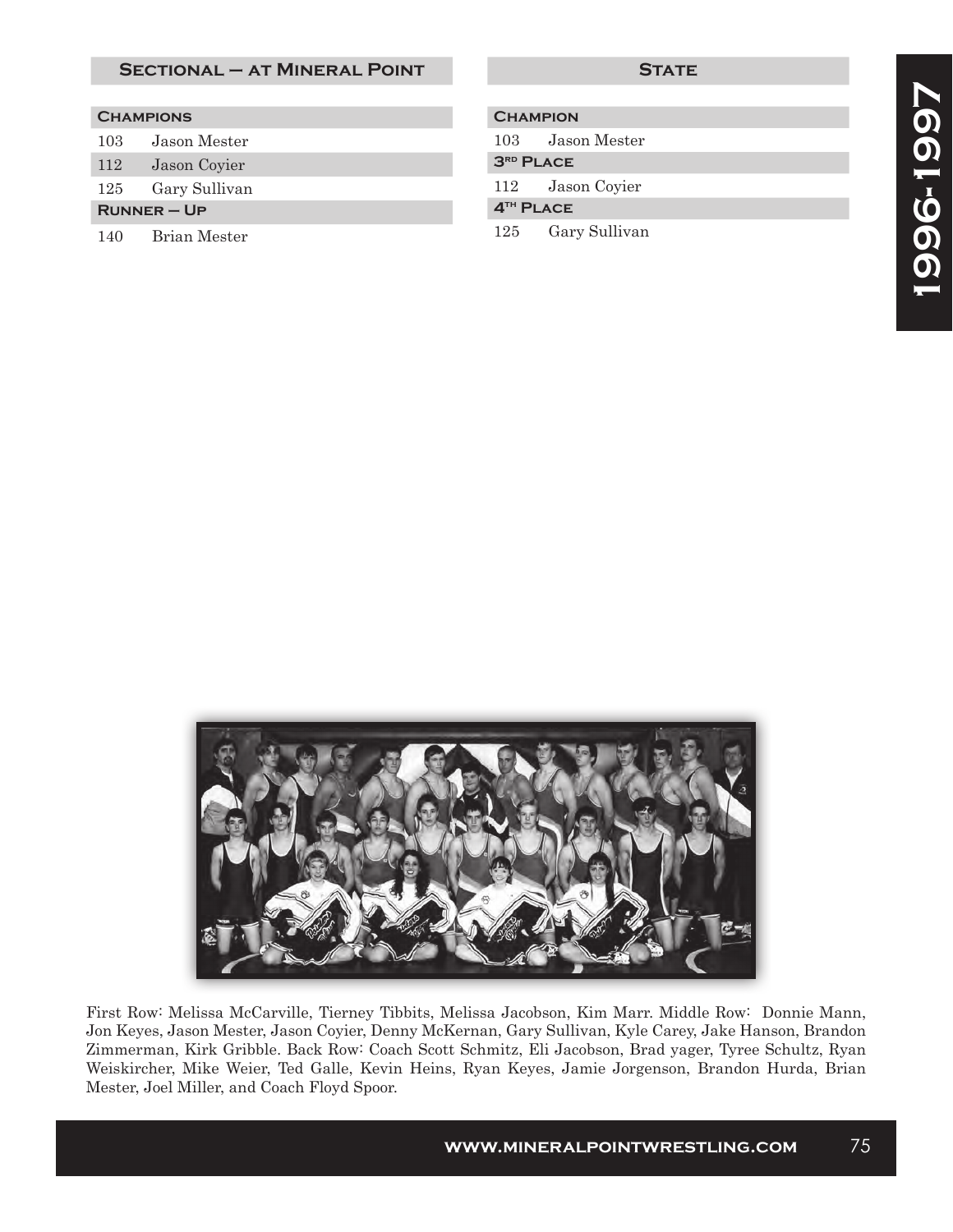# 1996-1997

## Sectional – at Mineral Point

| | |
|---|---|
| **Champions** | |
| 103 | Jason Mester |
| 112 | Jason Coyier |
| 125 | Gary Sullivan |
| **Runner – Up** | |
| 140 | Brian Mester |

## State

| | |
|---|---|
| **Champion** | |
| 103 | Jason Mester |
| **3rd Place** | |
| 112 | Jason Coyier |
| **4th Place** | |
| 125 | Gary Sullivan |

First Row: Melissa McCarville, Tierney Tibbits, Melissa Jacobson, Kim Marr. Middle Row: Donnie Mann, Jon Keyes, Jason Mester, Jason Coyier, Denny McKernan, Gary Sullivan, Kyle Carey, Jake Hanson, Brandon Zimmerman, Kirk Gribble. Back Row: Coach Scott Schmitz, Eli Jacobson, Brad yager, Tyree Schultz, Ryan Weiskircher, Mike Weier, Ted Galle, Kevin Heins, Ryan Keyes, Jamie Jorgenson, Brandon Hurda, Brian Mester, Joel Miller, and Coach Floyd Spoor.